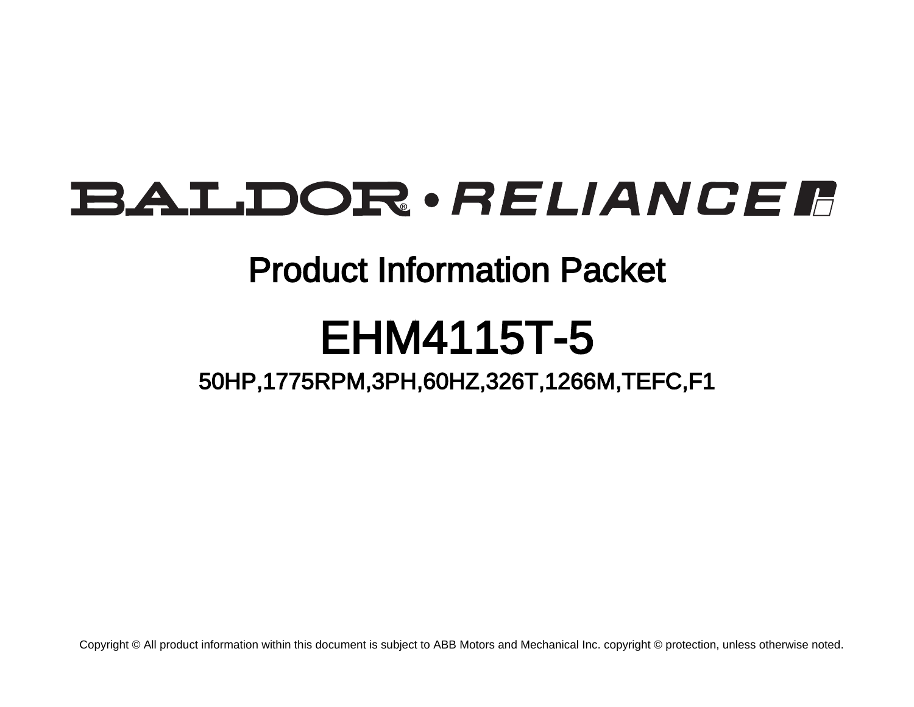# BALDOR • RELIANCE

## Product Information Packet

# EHM4115T-5

### 50HP,1775RPM,3PH,60HZ,326T,1266M,TEFC,F1

Copyright © All product information within this document is subject to ABB Motors and Mechanical Inc. copyright © protection, unless otherwise noted.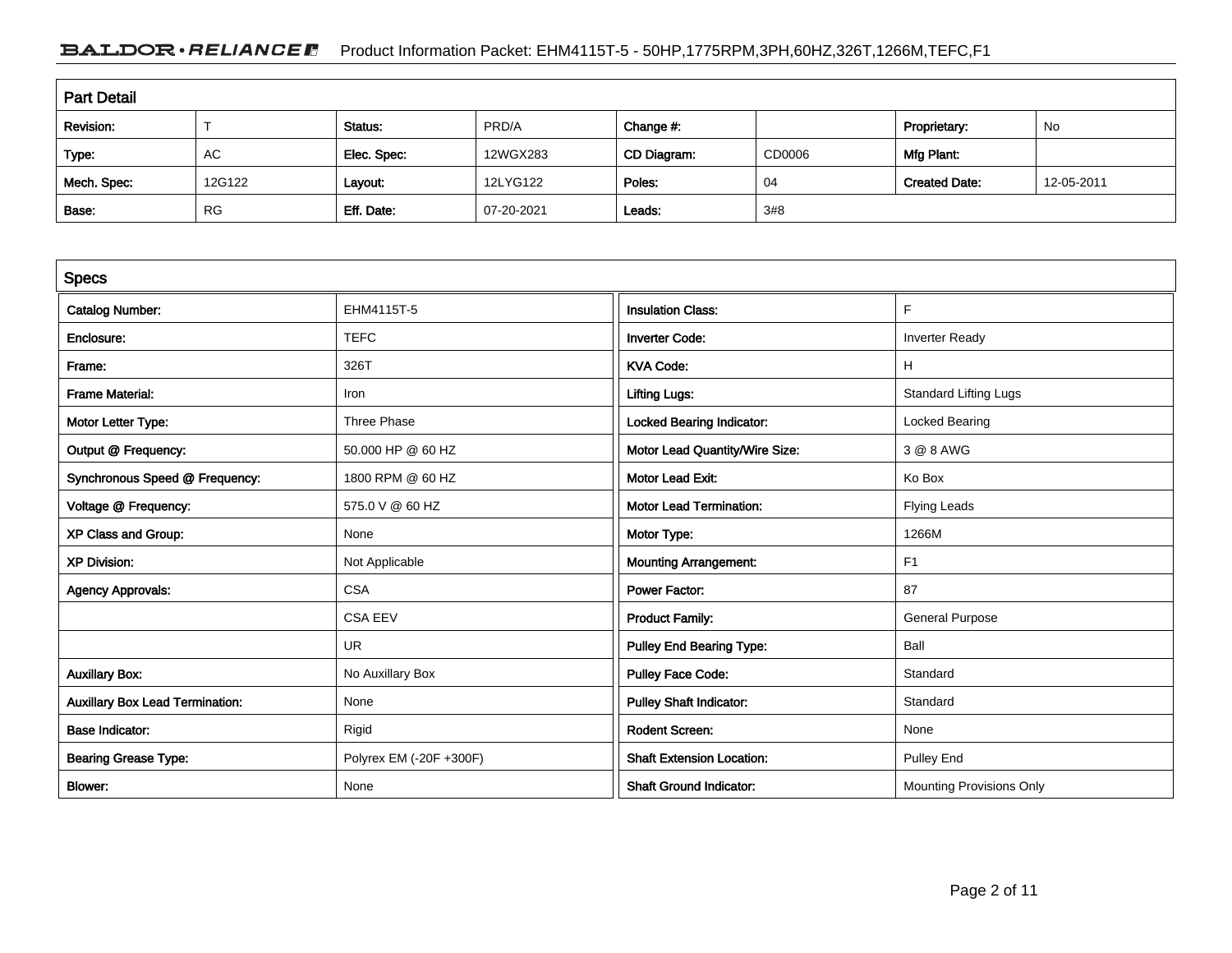## Part Detail

| Revision: | T | Status: | PRD/A | Change #: | | Proprietary: | No |
|---|---|---|---|---|---|---|---|
| Type: | AC | Elec. Spec: | 12WGX283 | CD Diagram: | CD0006 | Mfg Plant: | |
| Mech. Spec: | 12G122 | Layout: | 12LYG122 | Poles: | 04 | Created Date: | 12-05-2011 |
| Base: | RG | Eff. Date: | 07-20-2021 | Leads: | 3#8 | | |

## Specs

| | | | |
|---|---|---|---|
| Catalog Number: | EHM4115T-5 | Insulation Class: | F |
| Enclosure: | TEFC | Inverter Code: | Inverter Ready |
| Frame: | 326T | KVA Code: | H |
| Frame Material: | Iron | Lifting Lugs: | Standard Lifting Lugs |
| Motor Letter Type: | Three Phase | Locked Bearing Indicator: | Locked Bearing |
| Output @ Frequency: | 50.000 HP @ 60 HZ | Motor Lead Quantity/Wire Size: | 3 @ 8 AWG |
| Synchronous Speed @ Frequency: | 1800 RPM @ 60 HZ | Motor Lead Exit: | Ko Box |
| Voltage @ Frequency: | 575.0 V @ 60 HZ | Motor Lead Termination: | Flying Leads |
| XP Class and Group: | None | Motor Type: | 1266M |
| XP Division: | Not Applicable | Mounting Arrangement: | F1 |
| Agency Approvals: | CSA | Power Factor: | 87 |
| | CSA EEV | Product Family: | General Purpose |
| | UR | Pulley End Bearing Type: | Ball |
| Auxillary Box: | No Auxillary Box | Pulley Face Code: | Standard |
| Auxillary Box Lead Termination: | None | Pulley Shaft Indicator: | Standard |
| Base Indicator: | Rigid | Rodent Screen: | None |
| Bearing Grease Type: | Polyrex EM (-20F +300F) | Shaft Extension Location: | Pulley End |
| Blower: | None | Shaft Ground Indicator: | Mounting Provisions Only |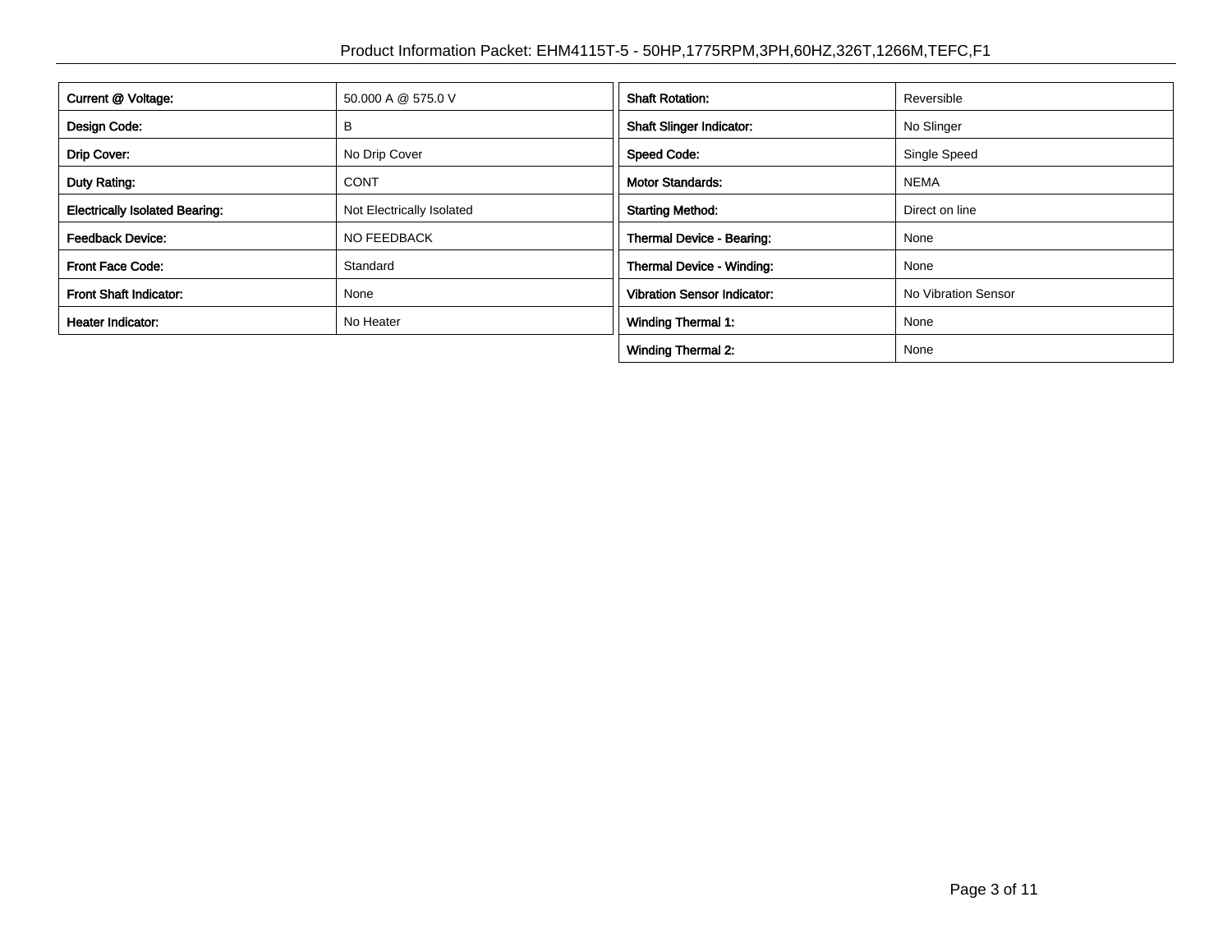| Current @ Voltage: | 50.000 A @ 575.0 V |
| --- | --- |
| Design Code: | B |
| Drip Cover: | No Drip Cover |
| Duty Rating: | CONT |
| Electrically Isolated Bearing: | Not Electrically Isolated |
| Feedback Device: | NO FEEDBACK |
| Front Face Code: | Standard |
| Front Shaft Indicator: | None |
| Heater Indicator: | No Heater |

| Shaft Rotation: | Reversible |
| --- | --- |
| Shaft Slinger Indicator: | No Slinger |
| Speed Code: | Single Speed |
| Motor Standards: | NEMA |
| Starting Method: | Direct on line |
| Thermal Device - Bearing: | None |
| Thermal Device - Winding: | None |
| Vibration Sensor Indicator: | No Vibration Sensor |
| Winding Thermal 1: | None |
| Winding Thermal 2: | None |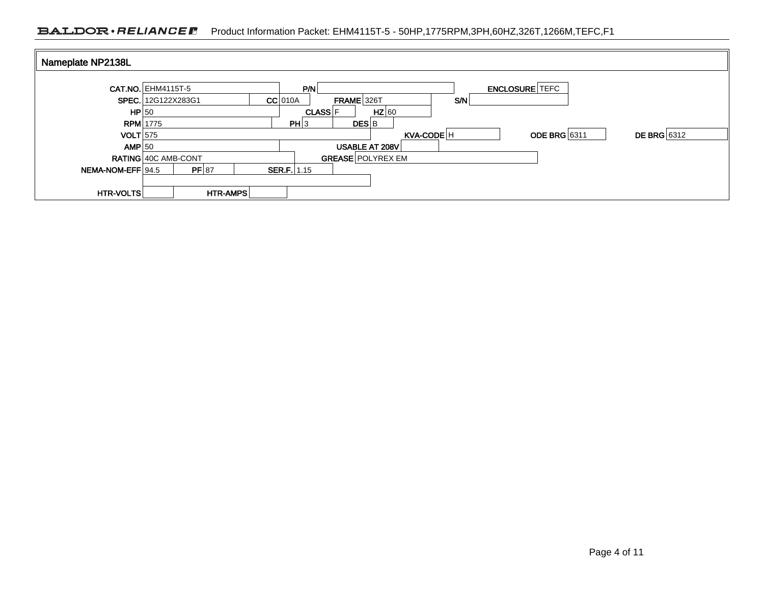## Nameplate NP2138L

| Field | Value |
|---|---|
| CAT.NO. | EHM4115T-5 |
| P/N | |
| ENCLOSURE | TEFC |
| SPEC. | 12G122X283G1 |
| CC | 010A |
| FRAME | 326T |
| S/N | |
| HP | 50 |
| CLASS | F |
| HZ | 60 |
| RPM | 1775 |
| PH | 3 |
| DES | B |
| VOLT | 575 |
| KVA-CODE | H |
| ODE BRG | 6311 |
| DE BRG | 6312 |
| AMP | 50 |
| USABLE AT 208V | |
| RATING | 40C AMB-CONT |
| GREASE | POLYREX EM |
| NEMA-NOM-EFF | 94.5 |
| PF | 87 |
| SER.F. | 1.15 |
| HTR-VOLTS | |
| HTR-AMPS | |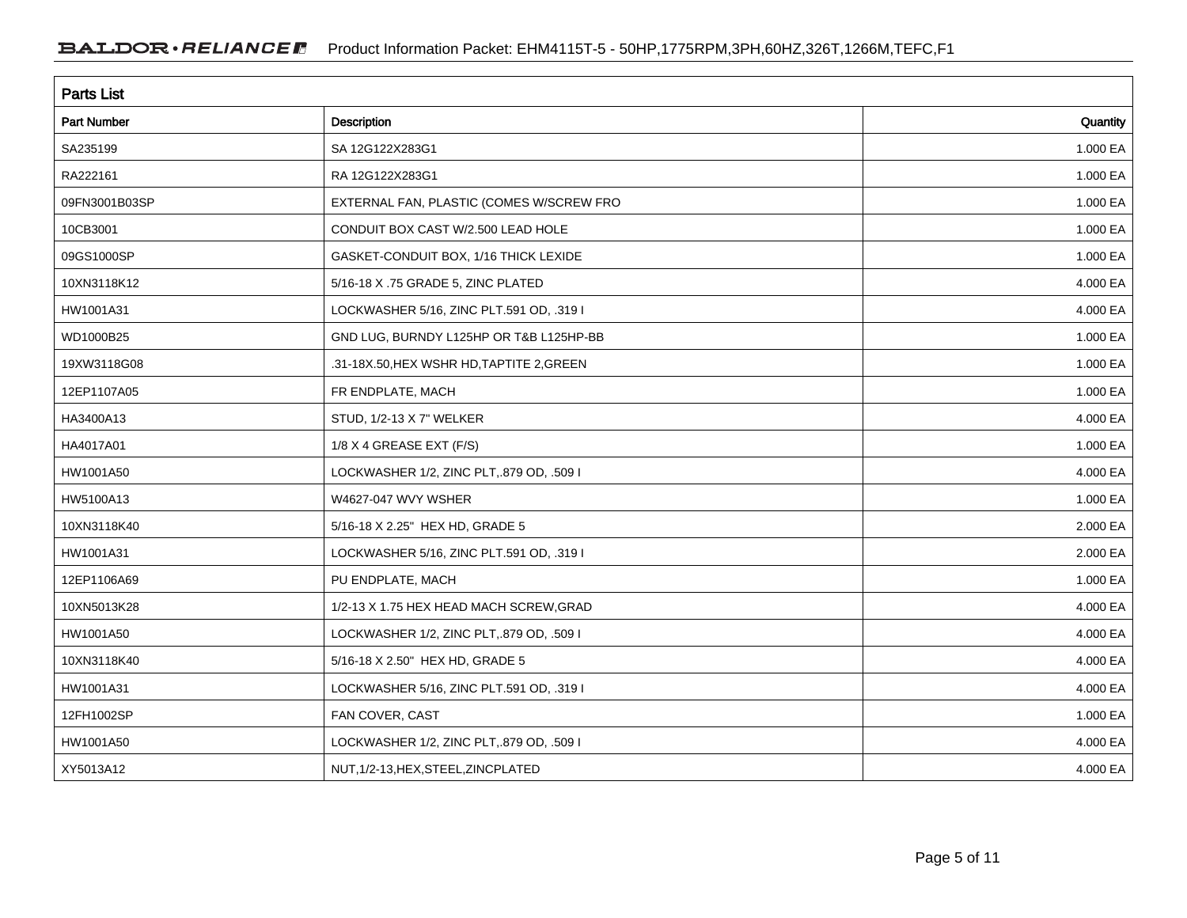## Parts List

| Part Number | Description | Quantity |
|---|---|---|
| SA235199 | SA 12G122X283G1 | 1.000 EA |
| RA222161 | RA 12G122X283G1 | 1.000 EA |
| 09FN3001B03SP | EXTERNAL FAN, PLASTIC (COMES W/SCREW FRO | 1.000 EA |
| 10CB3001 | CONDUIT BOX CAST W/2.500 LEAD HOLE | 1.000 EA |
| 09GS1000SP | GASKET-CONDUIT BOX, 1/16 THICK LEXIDE | 1.000 EA |
| 10XN3118K12 | 5/16-18 X .75 GRADE 5, ZINC PLATED | 4.000 EA |
| HW1001A31 | LOCKWASHER 5/16, ZINC PLT.591 OD, .319 I | 4.000 EA |
| WD1000B25 | GND LUG, BURNDY L125HP OR T&B L125HP-BB | 1.000 EA |
| 19XW3118G08 | .31-18X.50,HEX WSHR HD,TAPTITE 2,GREEN | 1.000 EA |
| 12EP1107A05 | FR ENDPLATE, MACH | 1.000 EA |
| HA3400A13 | STUD, 1/2-13 X 7" WELKER | 4.000 EA |
| HA4017A01 | 1/8 X 4 GREASE EXT (F/S) | 1.000 EA |
| HW1001A50 | LOCKWASHER 1/2, ZINC PLT,.879 OD, .509 I | 4.000 EA |
| HW5100A13 | W4627-047 WVY WSHER | 1.000 EA |
| 10XN3118K40 | 5/16-18 X 2.25" HEX HD, GRADE 5 | 2.000 EA |
| HW1001A31 | LOCKWASHER 5/16, ZINC PLT.591 OD, .319 I | 2.000 EA |
| 12EP1106A69 | PU ENDPLATE, MACH | 1.000 EA |
| 10XN5013K28 | 1/2-13 X 1.75 HEX HEAD MACH SCREW,GRAD | 4.000 EA |
| HW1001A50 | LOCKWASHER 1/2, ZINC PLT,.879 OD, .509 I | 4.000 EA |
| 10XN3118K40 | 5/16-18 X 2.50" HEX HD, GRADE 5 | 4.000 EA |
| HW1001A31 | LOCKWASHER 5/16, ZINC PLT.591 OD, .319 I | 4.000 EA |
| 12FH1002SP | FAN COVER, CAST | 1.000 EA |
| HW1001A50 | LOCKWASHER 1/2, ZINC PLT,.879 OD, .509 I | 4.000 EA |
| XY5013A12 | NUT,1/2-13,HEX,STEEL,ZINCPLATED | 4.000 EA |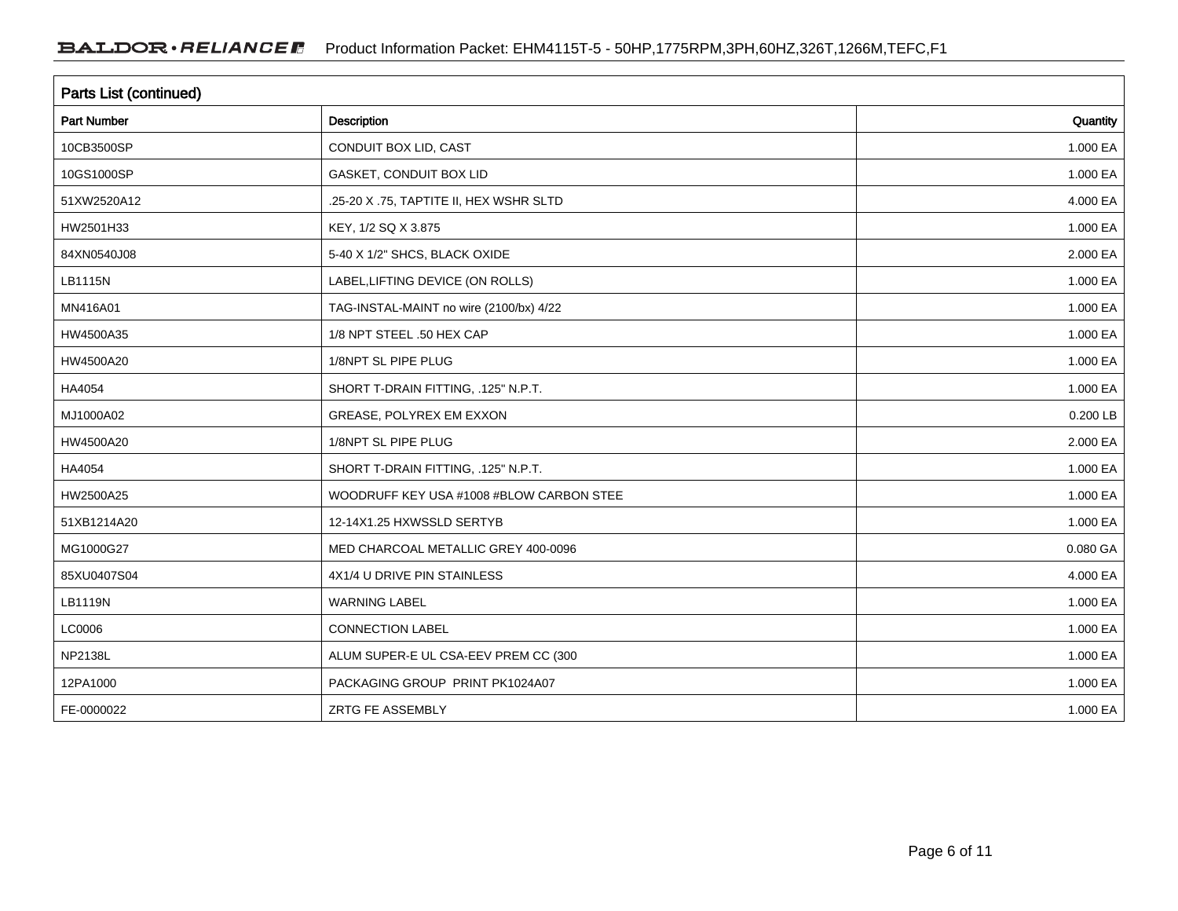| Parts List (continued) | | |
|---|---|---|
| Part Number | Description | Quantity |
| 10CB3500SP | CONDUIT BOX LID, CAST | 1.000 EA |
| 10GS1000SP | GASKET, CONDUIT BOX LID | 1.000 EA |
| 51XW2520A12 | .25-20 X .75, TAPTITE II, HEX WSHR SLTD | 4.000 EA |
| HW2501H33 | KEY, 1/2 SQ X 3.875 | 1.000 EA |
| 84XN0540J08 | 5-40 X 1/2" SHCS, BLACK OXIDE | 2.000 EA |
| LB1115N | LABEL,LIFTING DEVICE (ON ROLLS) | 1.000 EA |
| MN416A01 | TAG-INSTAL-MAINT no wire (2100/bx) 4/22 | 1.000 EA |
| HW4500A35 | 1/8 NPT STEEL .50 HEX CAP | 1.000 EA |
| HW4500A20 | 1/8NPT SL PIPE PLUG | 1.000 EA |
| HA4054 | SHORT T-DRAIN FITTING, .125" N.P.T. | 1.000 EA |
| MJ1000A02 | GREASE, POLYREX EM EXXON | 0.200 LB |
| HW4500A20 | 1/8NPT SL PIPE PLUG | 2.000 EA |
| HA4054 | SHORT T-DRAIN FITTING, .125" N.P.T. | 1.000 EA |
| HW2500A25 | WOODRUFF KEY USA #1008 #BLOW CARBON STEE | 1.000 EA |
| 51XB1214A20 | 12-14X1.25 HXWSSLD SERTYB | 1.000 EA |
| MG1000G27 | MED CHARCOAL METALLIC GREY 400-0096 | 0.080 GA |
| 85XU0407S04 | 4X1/4 U DRIVE PIN STAINLESS | 4.000 EA |
| LB1119N | WARNING LABEL | 1.000 EA |
| LC0006 | CONNECTION LABEL | 1.000 EA |
| NP2138L | ALUM SUPER-E UL CSA-EEV PREM CC (300 | 1.000 EA |
| 12PA1000 | PACKAGING GROUP PRINT PK1024A07 | 1.000 EA |
| FE-0000022 | ZRTG FE ASSEMBLY | 1.000 EA |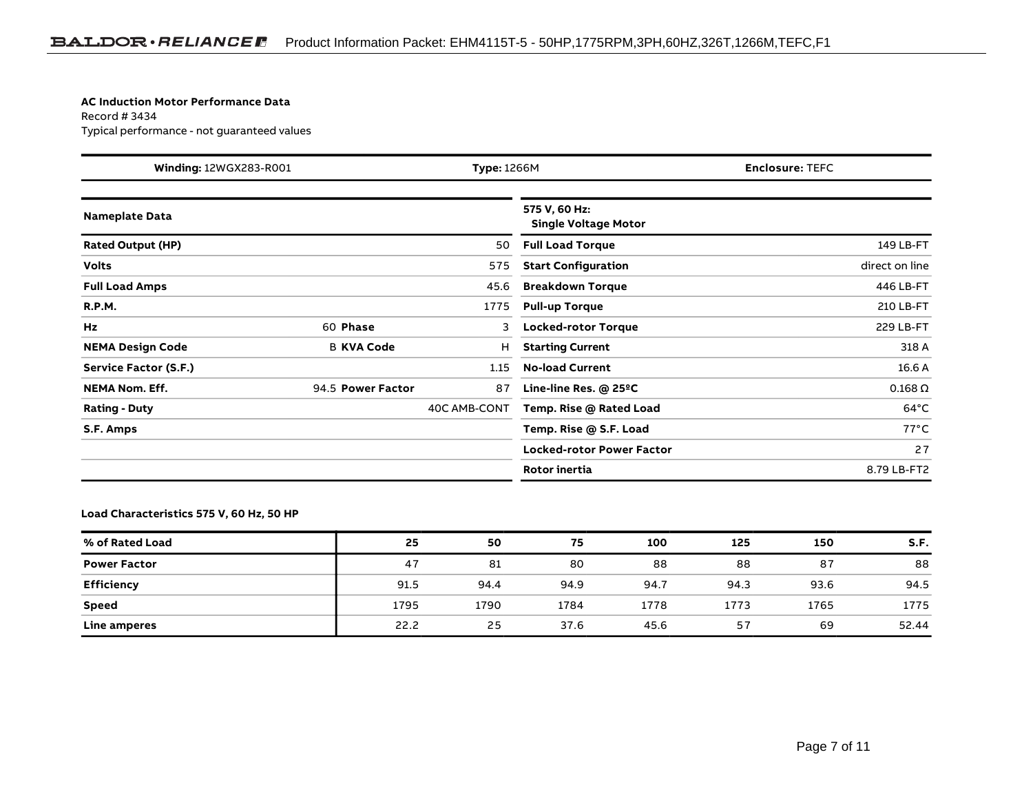**AC Induction Motor Performance Data**

Record # 3434

Typical performance - not guaranteed values

| **Winding:** 12WGX283-R001 | **Type:** 1266M | **Enclosure:** TEFC |
|---|---|---|

| **Nameplate Data** | | | **575 V, 60 Hz: Single Voltage Motor** | |
|---|---|---|---|---|
| **Rated Output (HP)** | | 50 | **Full Load Torque** | 149 LB-FT |
| **Volts** | | 575 | **Start Configuration** | direct on line |
| **Full Load Amps** | | 45.6 | **Breakdown Torque** | 446 LB-FT |
| **R.P.M.** | | 1775 | **Pull-up Torque** | 210 LB-FT |
| **Hz** | 60 **Phase** | 3 | **Locked-rotor Torque** | 229 LB-FT |
| **NEMA Design Code** | B **KVA Code** | H | **Starting Current** | 318 A |
| **Service Factor (S.F.)** | | 1.15 | **No-load Current** | 16.6 A |
| **NEMA Nom. Eff.** | 94.5 **Power Factor** | 87 | **Line-line Res. @ 25ºC** | 0.168 Ω |
| **Rating - Duty** | | 40C AMB-CONT | **Temp. Rise @ Rated Load** | 64°C |
| **S.F. Amps** | | | **Temp. Rise @ S.F. Load** | 77°C |
| | | | **Locked-rotor Power Factor** | 27 |
| | | | **Rotor inertia** | 8.79 LB-FT2 |

**Load Characteristics 575 V, 60 Hz, 50 HP**

| **% of Rated Load** | **25** | **50** | **75** | **100** | **125** | **150** | **S.F.** |
|---|---|---|---|---|---|---|---|
| **Power Factor** | 47 | 81 | 80 | 88 | 88 | 87 | 88 |
| **Efficiency** | 91.5 | 94.4 | 94.9 | 94.7 | 94.3 | 93.6 | 94.5 |
| **Speed** | 1795 | 1790 | 1784 | 1778 | 1773 | 1765 | 1775 |
| **Line amperes** | 22.2 | 25 | 37.6 | 45.6 | 57 | 69 | 52.44 |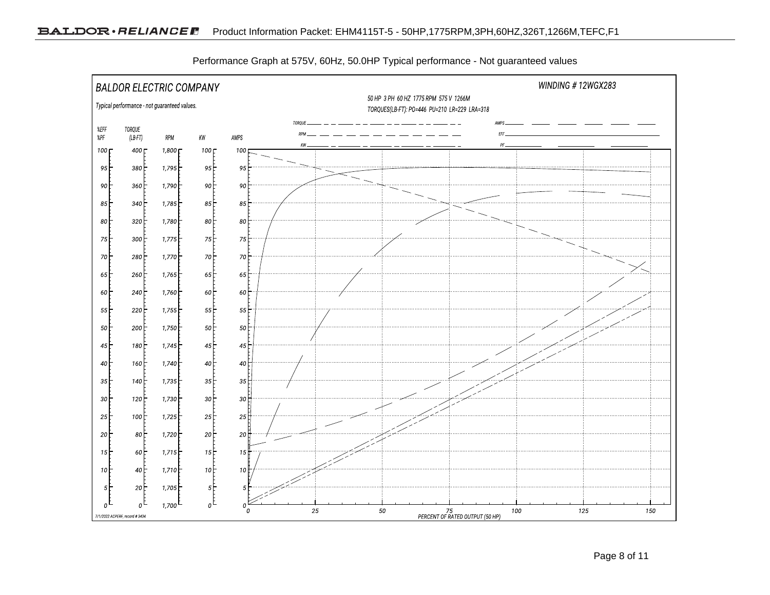Performance Graph at 575V, 60Hz, 50.0HP Typical performance - Not guaranteed values

BALDOR ELECTRIC COMPANY

WINDING # 12WGX283

Typical performance - not guaranteed values.

50 HP 3 PH 60 HZ 1775 RPM 575 V 1266M

TORQUES(LB-FT): PO=446 PU=210 LR=229 LRA=318

TORQUE, RPM, KW, AMPS, EFF, PF

%EFF %PF | TORQUE (LB-FT) | RPM | KW | AMPS

PERCENT OF RATED OUTPUT (50 HP)

7/1/2022 ACPERF, record # 3434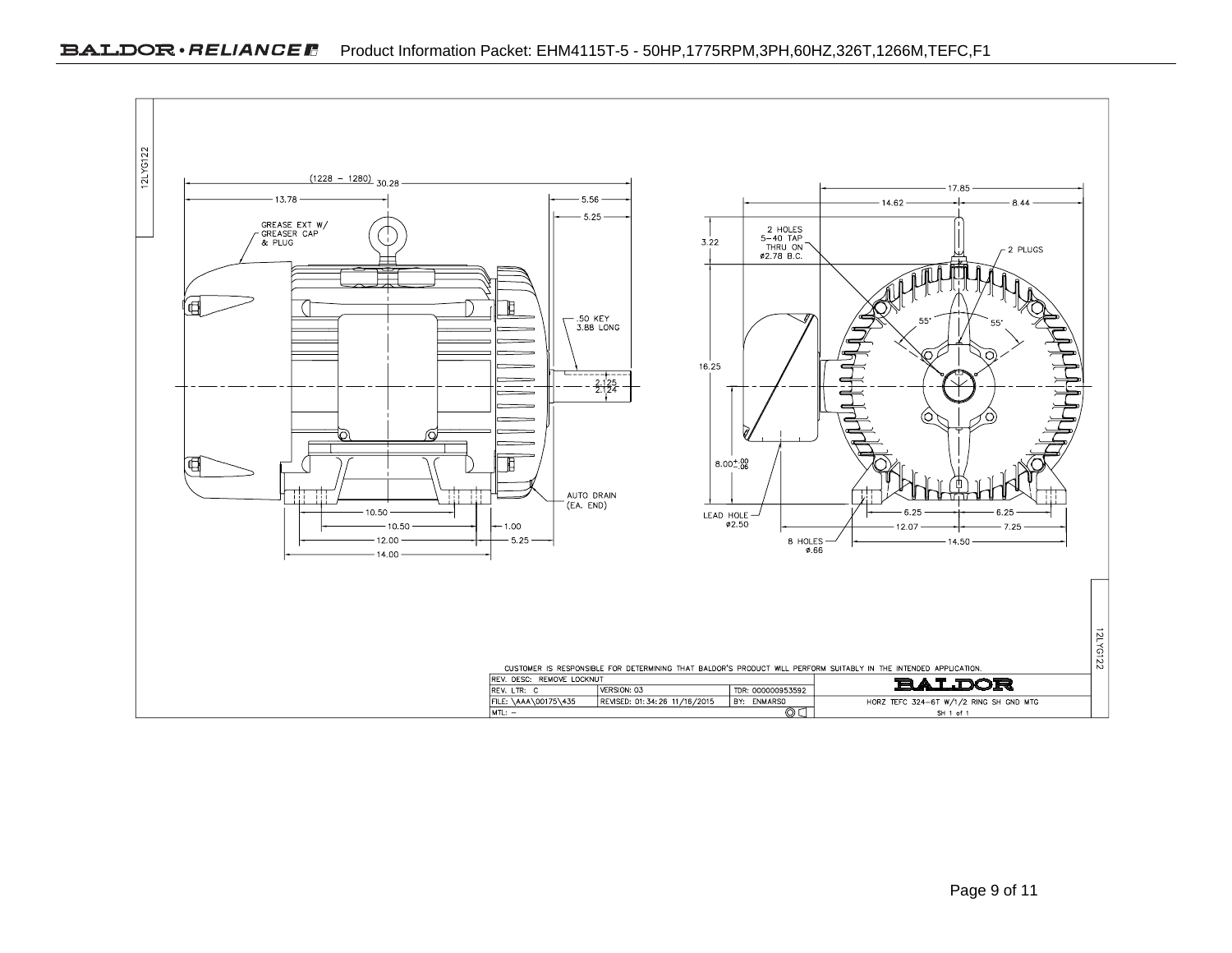12LYG122

(1228 – 1280) 30.28

13.78

5.56

5.25

GREASE EXT W/ GREASER CAP & PLUG

.50 KEY 3.88 LONG

2.125 / 2.124

AUTO DRAIN (EA. END)

10.50

10.50

1.00

12.00

5.25

14.00

17.85

14.62

8.44

3.22

2 HOLES 5–40 TAP THRU ON ø2.78 B.C.

2 PLUGS

55°

55°

16.25

$8.00^{+.00}_{-.06}$

LEAD HOLE ø2.50

6.25

6.25

12.07

7.25

8 HOLES ø.66

14.50

CUSTOMER IS RESPONSIBLE FOR DETERMINING THAT BALDOR'S PRODUCT WILL PERFORM SUITABLY IN THE INTENDED APPLICATION.

| REV. DESC: REMOVE LOCKNUT | | | BALDOR |
|---|---|---|---|
| REV. LTR: C | VERSION: 03 | TDR: 000000953592 | |
| FILE: \AAA\00175\435 | REVISED: 01:34:26 11/16/2015 | BY: ENMARSO | HORZ TEFC 324–6T W/1/2 RING SH GND MTG |
| MTL: – | | | SH 1 of 1 |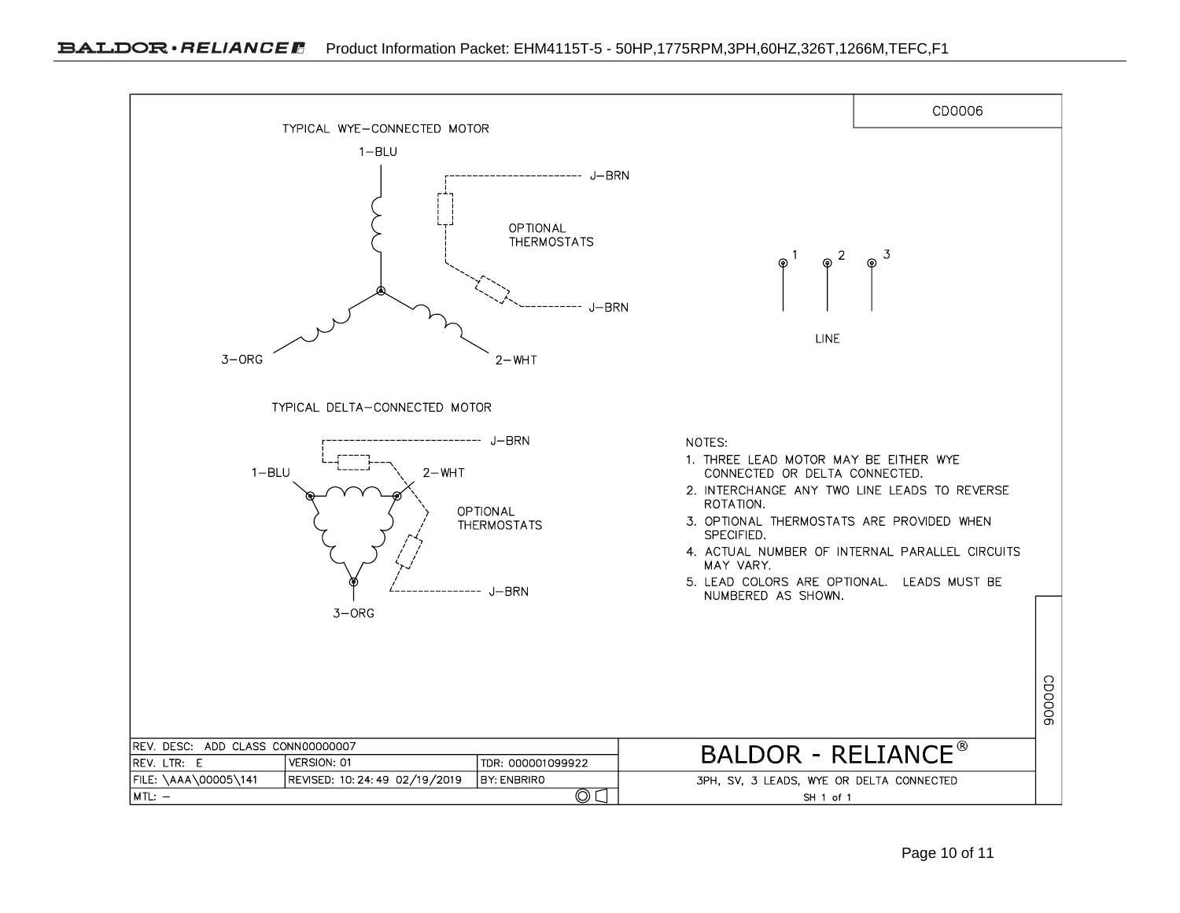CD0006

TYPICAL WYE–CONNECTED MOTOR

1–BLU

J–BRN

OPTIONAL THERMOSTATS

J–BRN

3–ORG

2–WHT

1 2 3

LINE

TYPICAL DELTA–CONNECTED MOTOR

J–BRN

1–BLU

2–WHT

OPTIONAL THERMOSTATS

J–BRN

3–ORG

NOTES:

1. THREE LEAD MOTOR MAY BE EITHER WYE CONNECTED OR DELTA CONNECTED.
2. INTERCHANGE ANY TWO LINE LEADS TO REVERSE ROTATION.
3. OPTIONAL THERMOSTATS ARE PROVIDED WHEN SPECIFIED.
4. ACTUAL NUMBER OF INTERNAL PARALLEL CIRCUITS MAY VARY.
5. LEAD COLORS ARE OPTIONAL. LEADS MUST BE NUMBERED AS SHOWN.

CD0006

| REV. DESC: ADD CLASS CONN00000007 | | | BALDOR - RELIANCE® |
|---|---|---|---|
| REV. LTR: E | VERSION: 01 | TDR: 000001099922 | |
| FILE: \AAA\00005\141 | REVISED: 10:24:49 02/19/2019 | BY: ENBRIRO | 3PH, SV, 3 LEADS, WYE OR DELTA CONNECTED |
| MTL: – | | | SH 1 of 1 |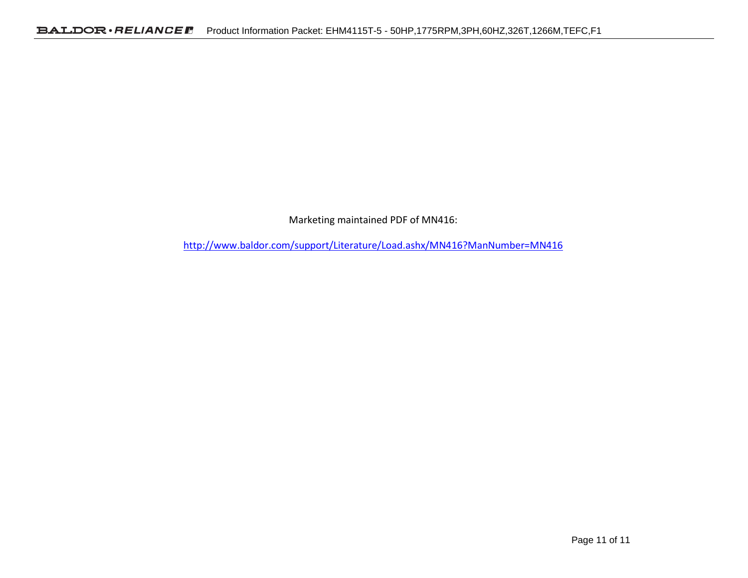Marketing maintained PDF of MN416:

http://www.baldor.com/support/Literature/Load.ashx/MN416?ManNumber=MN416